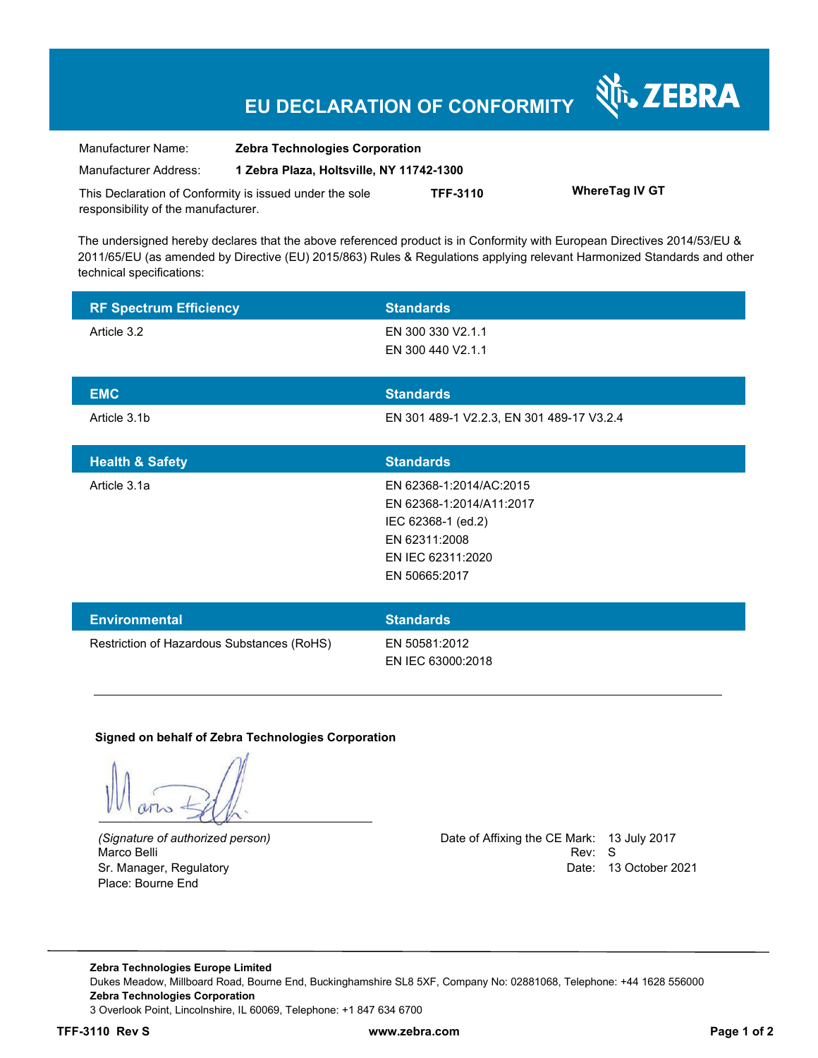# EU DECLARATION OF CONFORMITY

ZEBRA

| Manufacturer Name: | **Zebra Technologies Corporation** | |
|---|---|---|
| Manufacturer Address: | **1 Zebra Plaza, Holtsville, NY 11742-1300** | |
| This Declaration of Conformity is issued under the sole responsibility of the manufacturer. | **TFF-3110** | **WhereTag IV GT** |

The undersigned hereby declares that the above referenced product is in Conformity with European Directives 2014/53/EU & 2011/65/EU (as amended by Directive (EU) 2015/863) Rules & Regulations applying relevant Harmonized Standards and other technical specifications:

| RF Spectrum Efficiency | Standards |
|---|---|
| Article 3.2 | EN 300 330 V2.1.1<br>EN 300 440 V2.1.1 |

| EMC | Standards |
|---|---|
| Article 3.1b | EN 301 489-1 V2.2.3, EN 301 489-17 V3.2.4 |

| Health & Safety | Standards |
|---|---|
| Article 3.1a | EN 62368-1:2014/AC:2015<br>EN 62368-1:2014/A11:2017<br>IEC 62368-1 (ed.2)<br>EN 62311:2008<br>EN IEC 62311:2020<br>EN 50665:2017 |

| Environmental | Standards |
|---|---|
| Restriction of Hazardous Substances (RoHS) | EN 50581:2012<br>EN IEC 63000:2018 |

---

**Signed on behalf of Zebra Technologies Corporation**

*(Signature of authorized person)*
Marco Belli
Sr. Manager, Regulatory
Place: Bourne End

Date of Affixing the CE Mark: 13 July 2017
Rev: S
Date: 13 October 2021

---

**Zebra Technologies Europe Limited**
Dukes Meadow, Millboard Road, Bourne End, Buckinghamshire SL8 5XF, Company No: 02881068, Telephone: +44 1628 556000
**Zebra Technologies Corporation**
3 Overlook Point, Lincolnshire, IL 60069, Telephone: +1 847 634 6700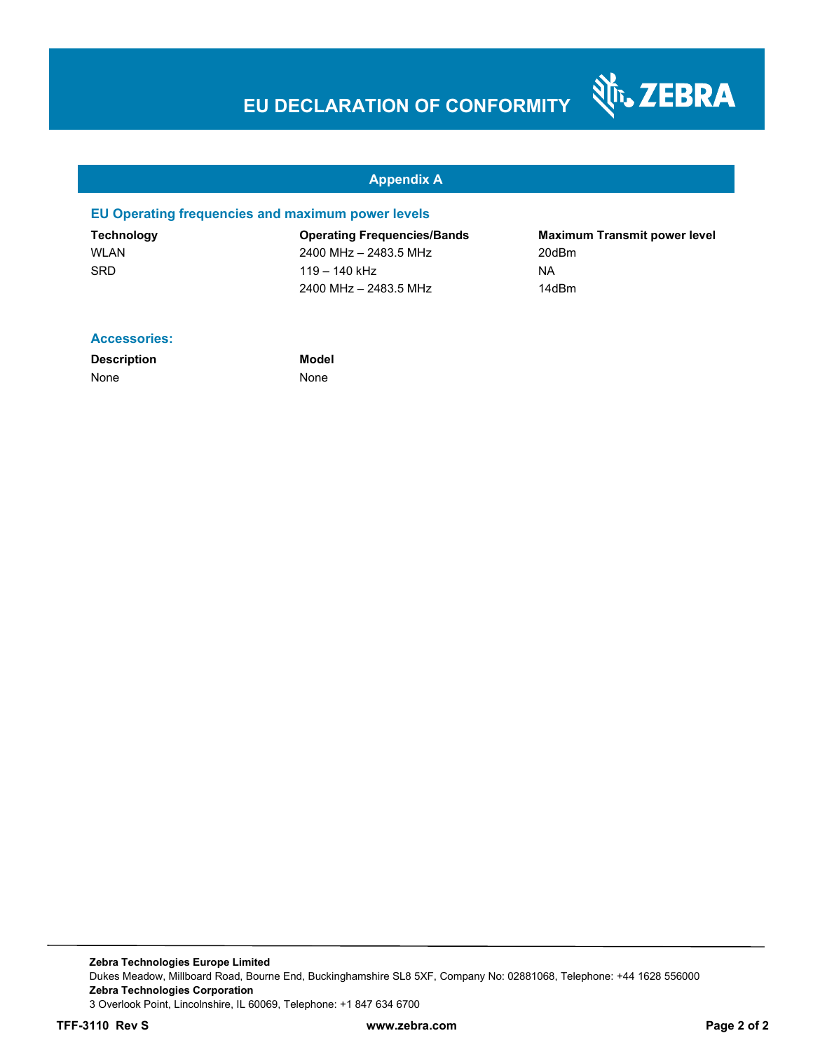# EU DECLARATION OF CONFORMITY

## Appendix A

### EU Operating frequencies and maximum power levels

| Technology | Operating Frequencies/Bands | Maximum Transmit power level |
|---|---|---|
| WLAN | 2400 MHz – 2483.5 MHz | 20dBm |
| SRD | 119 – 140 kHz | NA |
| | 2400 MHz – 2483.5 MHz | 14dBm |

### Accessories:

| Description | Model |
|---|---|
| None | None |

**Zebra Technologies Europe Limited**
Dukes Meadow, Millboard Road, Bourne End, Buckinghamshire SL8 5XF, Company No: 02881068, Telephone: +44 1628 556000
**Zebra Technologies Corporation**
3 Overlook Point, Lincolnshire, IL 60069, Telephone: +1 847 634 6700

**TFF-3110 Rev S** **www.zebra.com**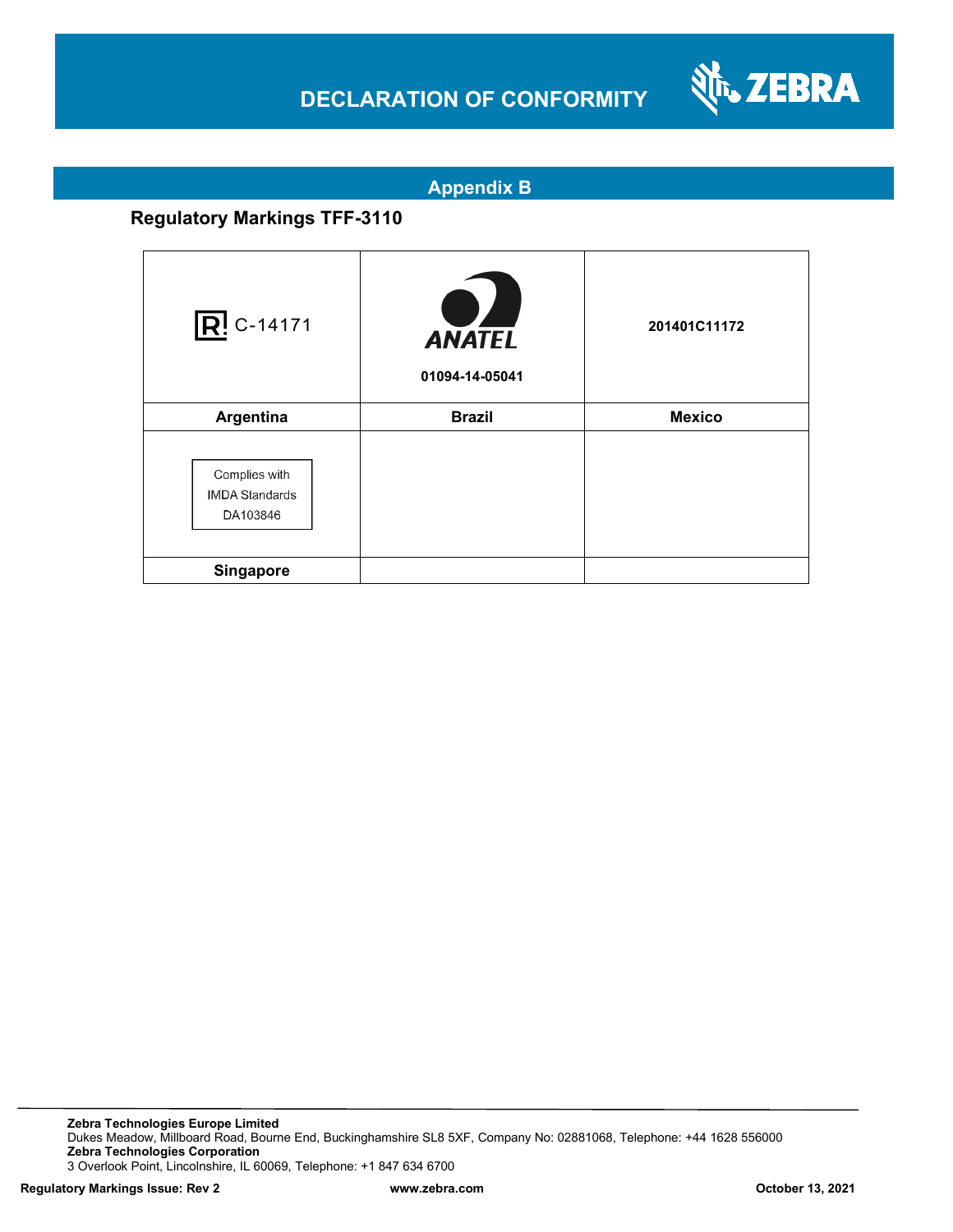# DECLARATION OF CONFORMITY

## Appendix B

### Regulatory Markings TFF-3110

| | | |
|---|---|---|
| R C-14171 | ANATEL 01094-14-05041 | 201401C11172 |
| **Argentina** | **Brazil** | **Mexico** |
| Complies with IMDA Standards DA103846 | | |
| **Singapore** | | |

**Zebra Technologies Europe Limited**
Dukes Meadow, Millboard Road, Bourne End, Buckinghamshire SL8 5XF, Company No: 02881068, Telephone: +44 1628 556000
**Zebra Technologies Corporation**
3 Overlook Point, Lincolnshire, IL 60069, Telephone: +1 847 634 6700

**Regulatory Markings Issue: Rev 2** **www.zebra.com** **October 13, 2021**